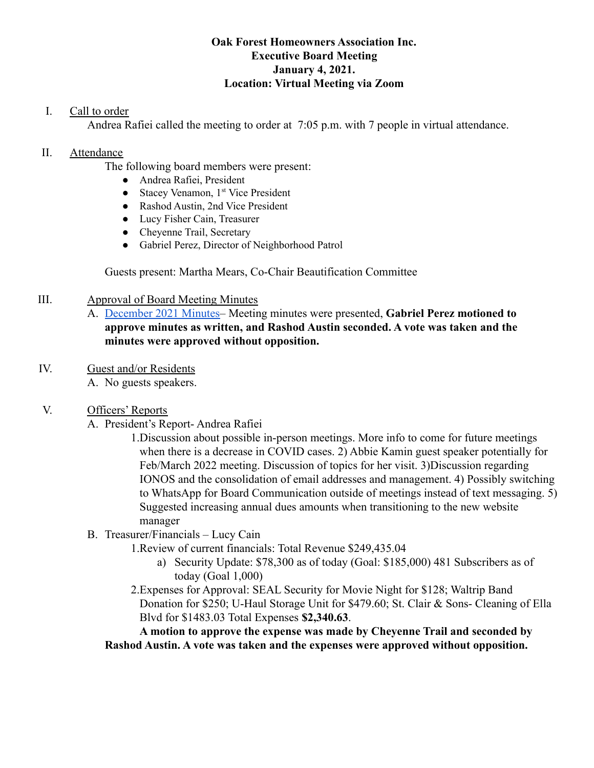**Oak Forest Homeowners Association Inc.**
**Executive Board Meeting**
**January 4, 2021.**
**Location: Virtual Meeting via Zoom**

I. Call to order

Andrea Rafiei called the meeting to order at 7:05 p.m. with 7 people in virtual attendance.

II. Attendance

The following board members were present:

- Andrea Rafiei, President
- Stacey Venamon, 1st Vice President
- Rashod Austin, 2nd Vice President
- Lucy Fisher Cain, Treasurer
- Cheyenne Trail, Secretary
- Gabriel Perez, Director of Neighborhood Patrol

Guests present: Martha Mears, Co-Chair Beautification Committee

III. Approval of Board Meeting Minutes

A. December 2021 Minutes– Meeting minutes were presented, **Gabriel Perez motioned to approve minutes as written, and Rashod Austin seconded. A vote was taken and the minutes were approved without opposition.**

IV. Guest and/or Residents

A. No guests speakers.

V. Officers' Reports

A. President's Report- Andrea Rafiei

1.Discussion about possible in-person meetings. More info to come for future meetings when there is a decrease in COVID cases. 2) Abbie Kamin guest speaker potentially for Feb/March 2022 meeting. Discussion of topics for her visit. 3)Discussion regarding IONOS and the consolidation of email addresses and management. 4) Possibly switching to WhatsApp for Board Communication outside of meetings instead of text messaging. 5) Suggested increasing annual dues amounts when transitioning to the new website manager

B. Treasurer/Financials – Lucy Cain

1.Review of current financials: Total Revenue $249,435.04

a) Security Update: $78,300 as of today (Goal: $185,000) 481 Subscribers as of today (Goal 1,000)

2.Expenses for Approval: SEAL Security for Movie Night for $128; Waltrip Band Donation for $250; U-Haul Storage Unit for $479.60; St. Clair & Sons- Cleaning of Ella Blvd for $1483.03 Total Expenses **$2,340.63**.

**A motion to approve the expense was made by Cheyenne Trail and seconded by Rashod Austin. A vote was taken and the expenses were approved without opposition.**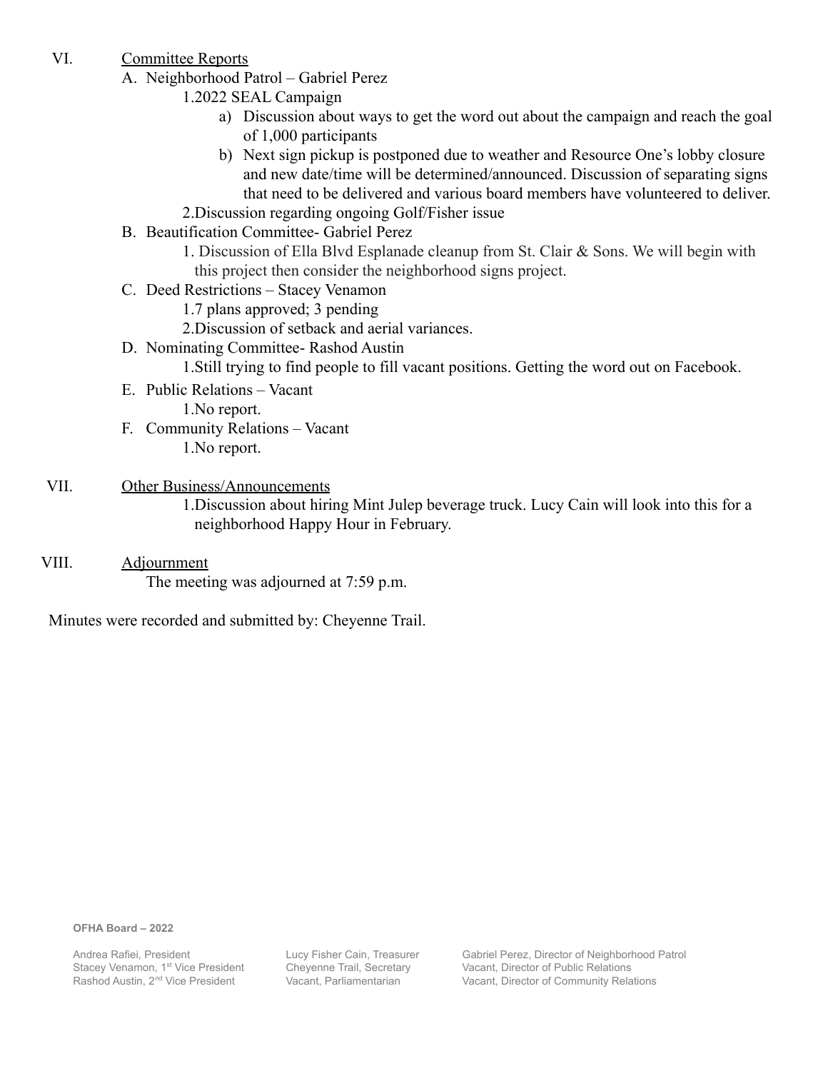VI. <u>Committee Reports</u>

A. Neighborhood Patrol – Gabriel Perez

1. 2022 SEAL Campaign
   a) Discussion about ways to get the word out about the campaign and reach the goal of 1,000 participants
   b) Next sign pickup is postponed due to weather and Resource One's lobby closure and new date/time will be determined/announced. Discussion of separating signs that need to be delivered and various board members have volunteered to deliver.
2. Discussion regarding ongoing Golf/Fisher issue

B. Beautification Committee- Gabriel Perez

1. Discussion of Ella Blvd Esplanade cleanup from St. Clair & Sons. We will begin with this project then consider the neighborhood signs project.

C. Deed Restrictions – Stacey Venamon

1. 7 plans approved; 3 pending
2. Discussion of setback and aerial variances.

D. Nominating Committee- Rashod Austin

1. Still trying to find people to fill vacant positions. Getting the word out on Facebook.

E. Public Relations – Vacant

1. No report.

F. Community Relations – Vacant

1. No report.

VII. <u>Other Business/Announcements</u>

1. Discussion about hiring Mint Julep beverage truck. Lucy Cain will look into this for a neighborhood Happy Hour in February.

VIII. <u>Adjournment</u>

The meeting was adjourned at 7:59 p.m.

Minutes were recorded and submitted by: Cheyenne Trail.

**OFHA Board – 2022**

Andrea Rafiei, President
Stacey Venamon, 1st Vice President
Rashod Austin, 2nd Vice President
Lucy Fisher Cain, Treasurer
Cheyenne Trail, Secretary
Vacant, Parliamentarian
Gabriel Perez, Director of Neighborhood Patrol
Vacant, Director of Public Relations
Vacant, Director of Community Relations